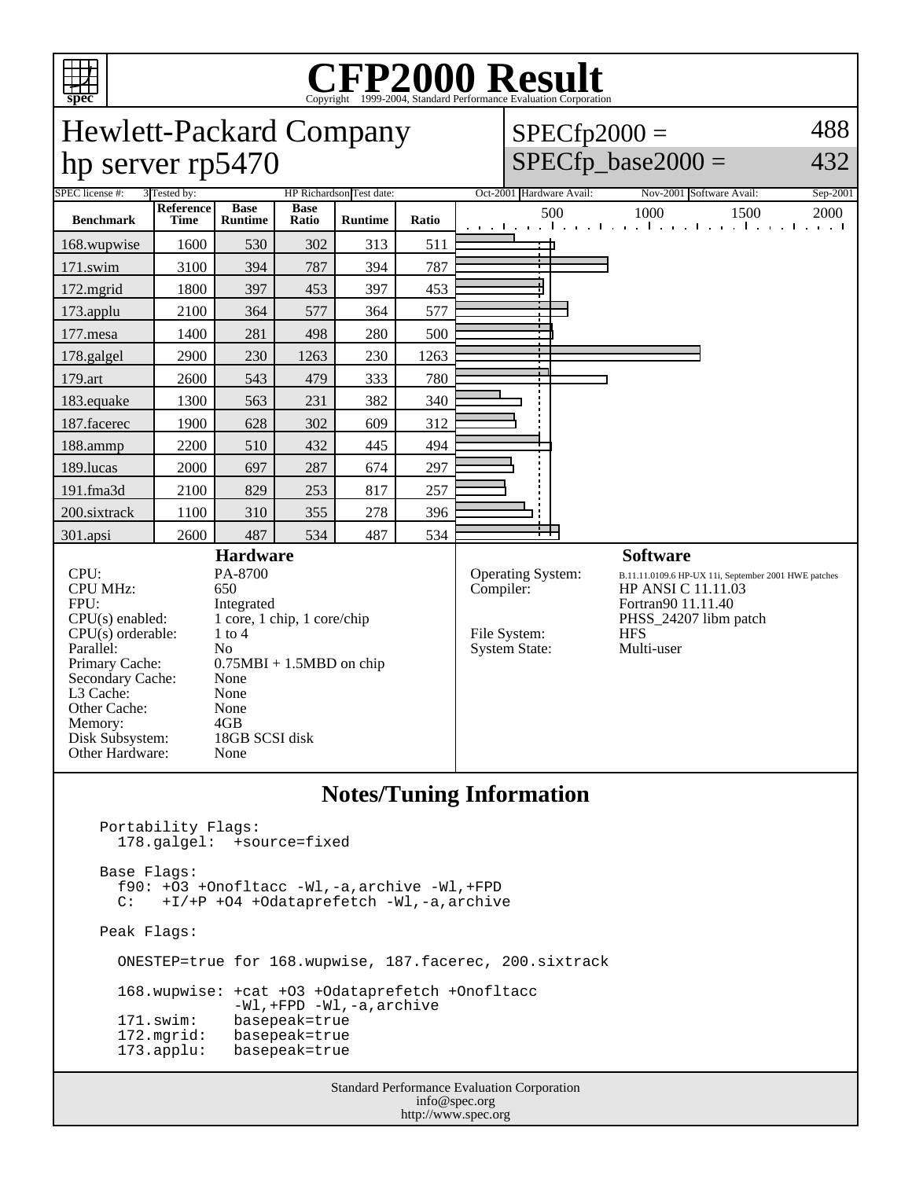# CFP2000 Result

Copyright 1999-2004, Standard Performance Evaluation Corporation

## Hewlett-Packard Company
## hp server rp5470

SPECfp2000 = 488
SPECfp_base2000 = 432

| SPEC license #: | 3 | Tested by: | HP Richardson | Test date: | Oct-2001 | Hardware Avail: | Nov-2001 | Software Avail: | Sep-2001 |
|---|---|---|---|---|---|---|---|---|---|

| Benchmark | Reference Time | Base Runtime | Base Ratio | Runtime | Ratio |
|---|---|---|---|---|---|
| 168.wupwise | 1600 | 530 | 302 | 313 | 511 |
| 171.swim | 3100 | 394 | 787 | 394 | 787 |
| 172.mgrid | 1800 | 397 | 453 | 397 | 453 |
| 173.applu | 2100 | 364 | 577 | 364 | 577 |
| 177.mesa | 1400 | 281 | 498 | 280 | 500 |
| 178.galgel | 2900 | 230 | 1263 | 230 | 1263 |
| 179.art | 2600 | 543 | 479 | 333 | 780 |
| 183.equake | 1300 | 563 | 231 | 382 | 340 |
| 187.facerec | 1900 | 628 | 302 | 609 | 312 |
| 188.ammp | 2200 | 510 | 432 | 445 | 494 |
| 189.lucas | 2000 | 697 | 287 | 674 | 297 |
| 191.fma3d | 2100 | 829 | 253 | 817 | 257 |
| 200.sixtrack | 1100 | 310 | 355 | 278 | 396 |
| 301.apsi | 2600 | 487 | 534 | 487 | 534 |

### Hardware

| | |
|---|---|
| CPU: | PA-8700 |
| CPU MHz: | 650 |
| FPU: | Integrated |
| CPU(s) enabled: | 1 core, 1 chip, 1 core/chip |
| CPU(s) orderable: | 1 to 4 |
| Parallel: | No |
| Primary Cache: | 0.75MBI + 1.5MBD on chip |
| Secondary Cache: | None |
| L3 Cache: | None |
| Other Cache: | None |
| Memory: | 4GB |
| Disk Subsystem: | 18GB SCSI disk |
| Other Hardware: | None |

### Software

| | |
|---|---|
| Operating System: | B.11.11.0109.6 HP-UX 11i, September 2001 HWE patches |
| Compiler: | HP ANSI C 11.11.03<br>Fortran90 11.11.40<br>PHSS_24207 libm patch |
| File System: | HFS |
| System State: | Multi-user |

## Notes/Tuning Information

```
Portability Flags:
  178.galgel:  +source=fixed

Base Flags:
  f90: +O3 +Onofltacc -Wl,-a,archive -Wl,+FPD
  C:   +I/+P +O4 +Odataprefetch -Wl,-a,archive

Peak Flags:

  ONESTEP=true for 168.wupwise, 187.facerec, 200.sixtrack

  168.wupwise: +cat +O3 +Odataprefetch +Onofltacc
               -Wl,+FPD -Wl,-a,archive
  171.swim:    basepeak=true
  172.mgrid:   basepeak=true
  173.applu:   basepeak=true
```

Standard Performance Evaluation Corporation
info@spec.org
http://www.spec.org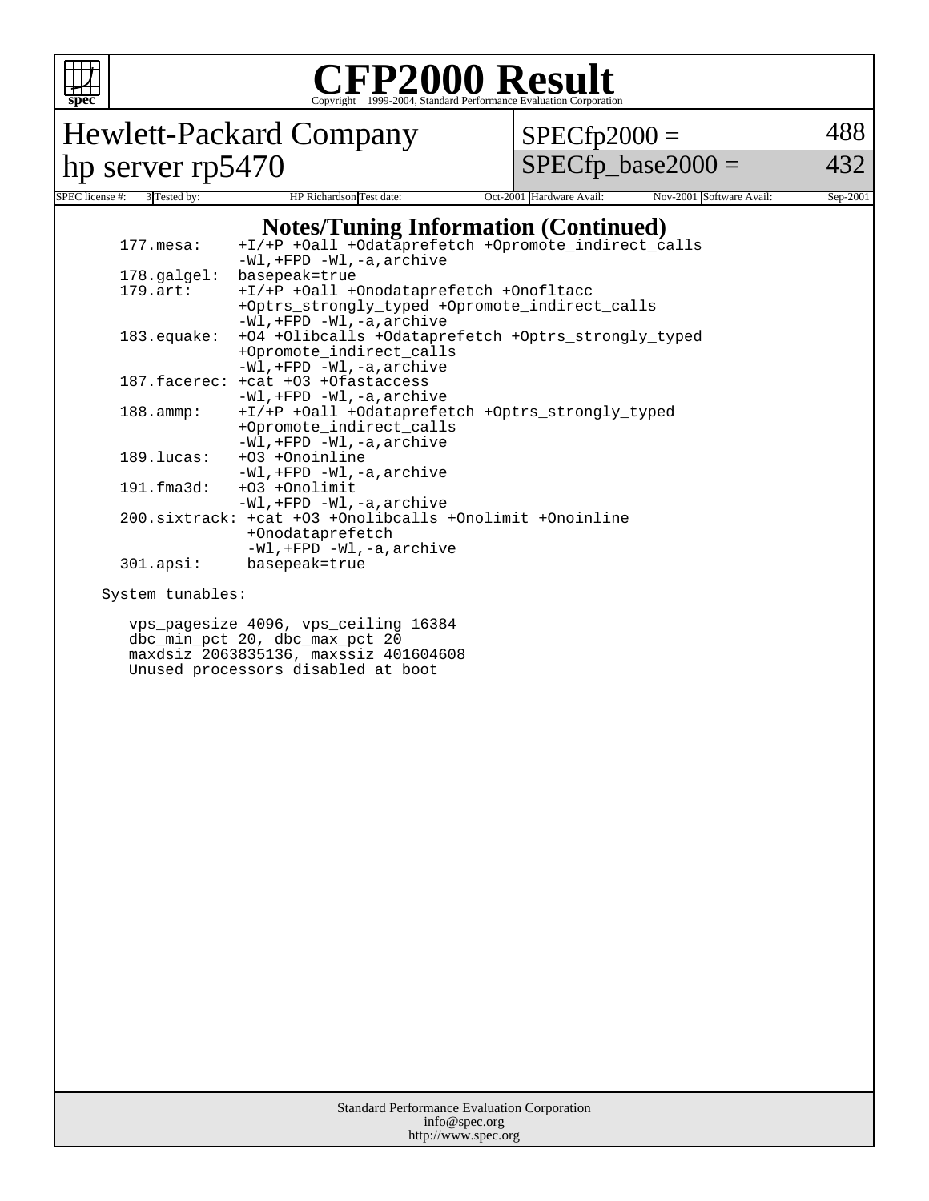# CFP2000 Result

Copyright 1999-2004, Standard Performance Evaluation Corporation

## Hewlett-Packard Company
## hp server rp5470

SPECfp2000 = 488

SPECfp_base2000 = 432

| SPEC license #: | 3 | Tested by: | HP Richardson | Test date: | Oct-2001 | Hardware Avail: | Nov-2001 | Software Avail: | Sep-2001 |
|---|---|---|---|---|---|---|---|---|---|

### Notes/Tuning Information (Continued)

```
177.mesa:     +I/+P +Oall +Odataprefetch +Opromote_indirect_calls
              -Wl,+FPD -Wl,-a,archive
178.galgel:   basepeak=true
179.art:      +I/+P +Oall +Onodataprefetch +Onofltacc
              +Optrs_strongly_typed +Opromote_indirect_calls
              -Wl,+FPD -Wl,-a,archive
183.equake:   +O4 +Olibcalls +Odataprefetch +Optrs_strongly_typed
              +Opromote_indirect_calls
              -Wl,+FPD -Wl,-a,archive
187.facerec: +cat +O3 +Ofastaccess
              -Wl,+FPD -Wl,-a,archive
188.ammp:     +I/+P +Oall +Odataprefetch +Optrs_strongly_typed
              +Opromote_indirect_calls
              -Wl,+FPD -Wl,-a,archive
189.lucas:    +O3 +Onoinline
              -Wl,+FPD -Wl,-a,archive
191.fma3d:    +O3 +Onolimit
              -Wl,+FPD -Wl,-a,archive
200.sixtrack: +cat +O3 +Onolibcalls +Onolimit +Onoinline
               +Onodataprefetch
               -Wl,+FPD -Wl,-a,archive
301.apsi:      basepeak=true

System tunables:

   vps_pagesize 4096, vps_ceiling 16384
   dbc_min_pct 20, dbc_max_pct 20
   maxdsiz 2063835136, maxssiz 401604608
   Unused processors disabled at boot
```

Standard Performance Evaluation Corporation
info@spec.org
http://www.spec.org